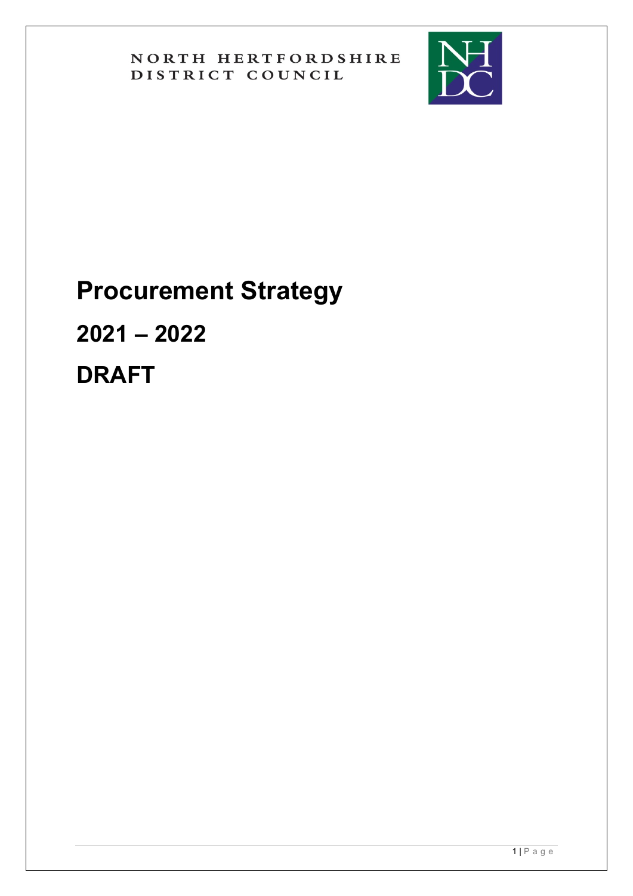NORTH HERTFORDSHIRE DISTRICT COUNCIL

# Procurement Strategy

# 2021 – 2022

# DRAFT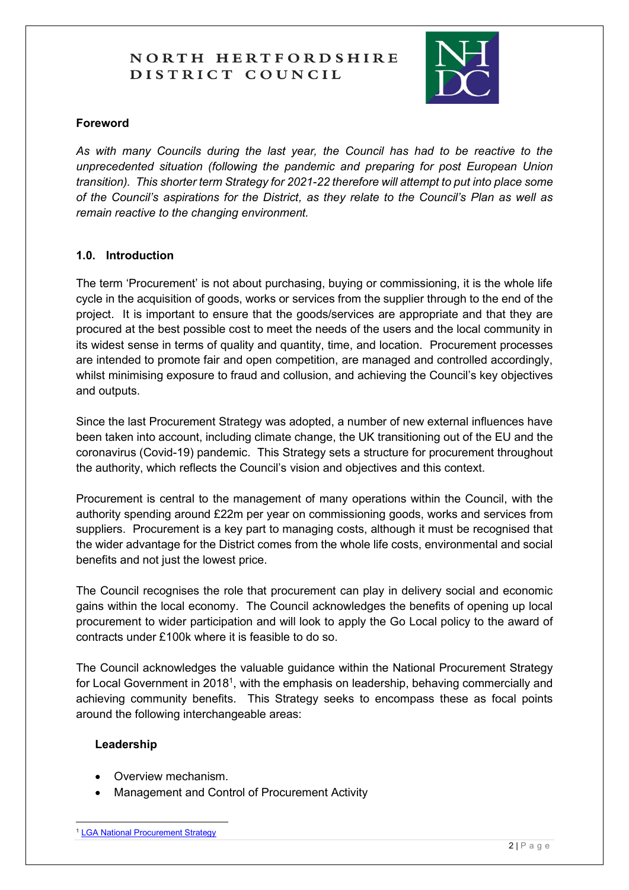NORTH HERTFORDSHIRE DISTRICT COUNCIL

### Foreword

*As with many Councils during the last year, the Council has had to be reactive to the unprecedented situation (following the pandemic and preparing for post European Union transition). This shorter term Strategy for 2021-22 therefore will attempt to put into place some of the Council's aspirations for the District, as they relate to the Council's Plan as well as remain reactive to the changing environment.*

### 1.0. Introduction

The term 'Procurement' is not about purchasing, buying or commissioning, it is the whole life cycle in the acquisition of goods, works or services from the supplier through to the end of the project. It is important to ensure that the goods/services are appropriate and that they are procured at the best possible cost to meet the needs of the users and the local community in its widest sense in terms of quality and quantity, time, and location. Procurement processes are intended to promote fair and open competition, are managed and controlled accordingly, whilst minimising exposure to fraud and collusion, and achieving the Council's key objectives and outputs.

Since the last Procurement Strategy was adopted, a number of new external influences have been taken into account, including climate change, the UK transitioning out of the EU and the coronavirus (Covid-19) pandemic. This Strategy sets a structure for procurement throughout the authority, which reflects the Council's vision and objectives and this context.

Procurement is central to the management of many operations within the Council, with the authority spending around £22m per year on commissioning goods, works and services from suppliers. Procurement is a key part to managing costs, although it must be recognised that the wider advantage for the District comes from the whole life costs, environmental and social benefits and not just the lowest price.

The Council recognises the role that procurement can play in delivery social and economic gains within the local economy. The Council acknowledges the benefits of opening up local procurement to wider participation and will look to apply the Go Local policy to the award of contracts under £100k where it is feasible to do so.

The Council acknowledges the valuable guidance within the National Procurement Strategy for Local Government in 2018[1], with the emphasis on leadership, behaving commercially and achieving community benefits. This Strategy seeks to encompass these as focal points around the following interchangeable areas:

**Leadership**

- Overview mechanism.
- Management and Control of Procurement Activity

[1] LGA National Procurement Strategy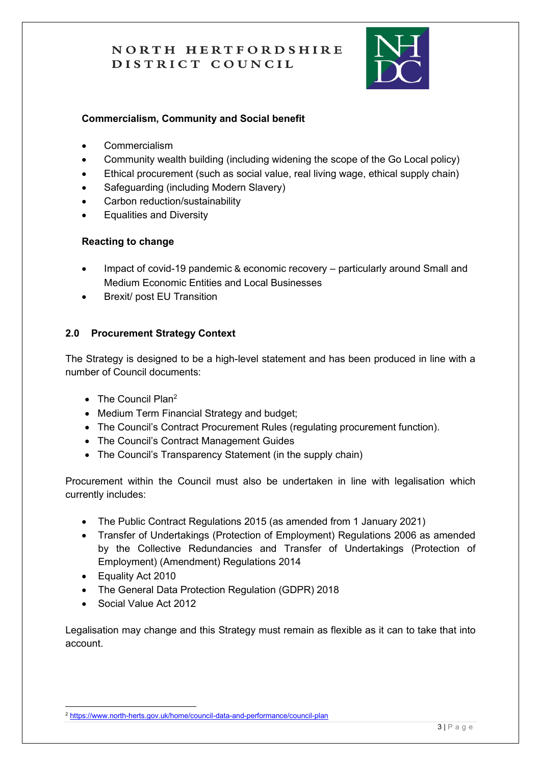**Commercialism, Community and Social benefit**

- Commercialism
- Community wealth building (including widening the scope of the Go Local policy)
- Ethical procurement (such as social value, real living wage, ethical supply chain)
- Safeguarding (including Modern Slavery)
- Carbon reduction/sustainability
- Equalities and Diversity

**Reacting to change**

- Impact of covid-19 pandemic & economic recovery – particularly around Small and Medium Economic Entities and Local Businesses
- Brexit/ post EU Transition

## 2.0 Procurement Strategy Context

The Strategy is designed to be a high-level statement and has been produced in line with a number of Council documents:

- The Council Plan[2]
- Medium Term Financial Strategy and budget;
- The Council's Contract Procurement Rules (regulating procurement function).
- The Council's Contract Management Guides
- The Council's Transparency Statement (in the supply chain)

Procurement within the Council must also be undertaken in line with legalisation which currently includes:

- The Public Contract Regulations 2015 (as amended from 1 January 2021)
- Transfer of Undertakings (Protection of Employment) Regulations 2006 as amended by the Collective Redundancies and Transfer of Undertakings (Protection of Employment) (Amendment) Regulations 2014
- Equality Act 2010
- The General Data Protection Regulation (GDPR) 2018
- Social Value Act 2012

Legalisation may change and this Strategy must remain as flexible as it can to take that into account.

[2] https://www.north-herts.gov.uk/home/council-data-and-performance/council-plan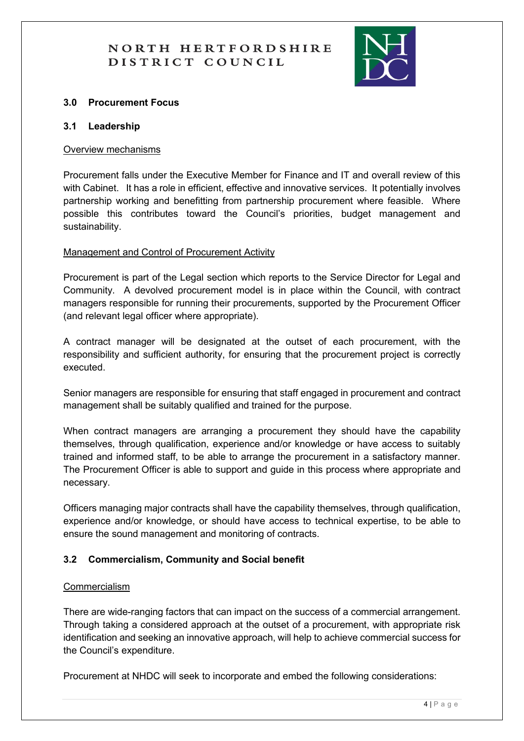## 3.0 Procurement Focus

### 3.1 Leadership

Overview mechanisms

Procurement falls under the Executive Member for Finance and IT and overall review of this with Cabinet. It has a role in efficient, effective and innovative services. It potentially involves partnership working and benefitting from partnership procurement where feasible. Where possible this contributes toward the Council's priorities, budget management and sustainability.

Management and Control of Procurement Activity

Procurement is part of the Legal section which reports to the Service Director for Legal and Community. A devolved procurement model is in place within the Council, with contract managers responsible for running their procurements, supported by the Procurement Officer (and relevant legal officer where appropriate).

A contract manager will be designated at the outset of each procurement, with the responsibility and sufficient authority, for ensuring that the procurement project is correctly executed.

Senior managers are responsible for ensuring that staff engaged in procurement and contract management shall be suitably qualified and trained for the purpose.

When contract managers are arranging a procurement they should have the capability themselves, through qualification, experience and/or knowledge or have access to suitably trained and informed staff, to be able to arrange the procurement in a satisfactory manner. The Procurement Officer is able to support and guide in this process where appropriate and necessary.

Officers managing major contracts shall have the capability themselves, through qualification, experience and/or knowledge, or should have access to technical expertise, to be able to ensure the sound management and monitoring of contracts.

### 3.2 Commercialism, Community and Social benefit

Commercialism

There are wide-ranging factors that can impact on the success of a commercial arrangement. Through taking a considered approach at the outset of a procurement, with appropriate risk identification and seeking an innovative approach, will help to achieve commercial success for the Council's expenditure.

Procurement at NHDC will seek to incorporate and embed the following considerations: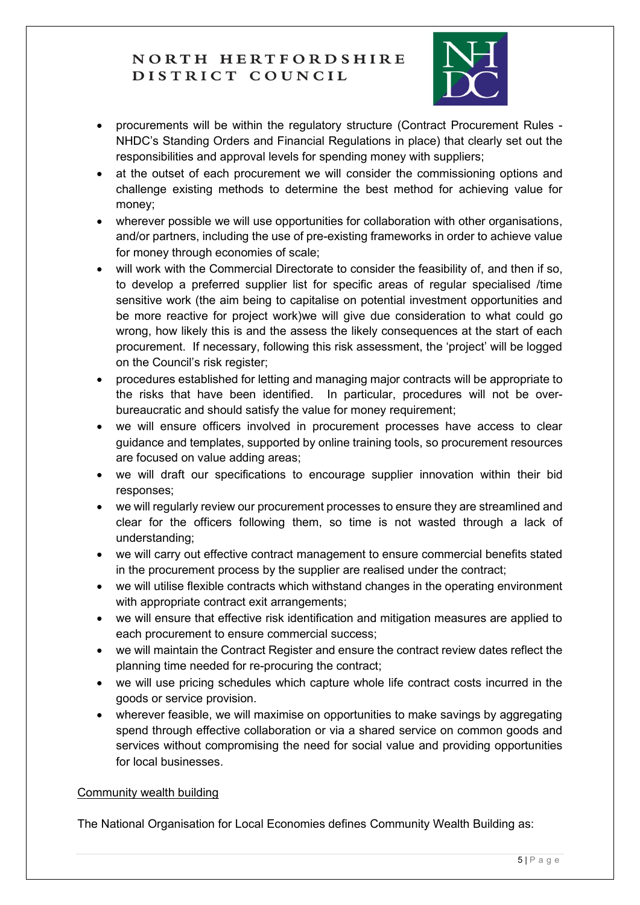- procurements will be within the regulatory structure (Contract Procurement Rules - NHDC's Standing Orders and Financial Regulations in place) that clearly set out the responsibilities and approval levels for spending money with suppliers;
- at the outset of each procurement we will consider the commissioning options and challenge existing methods to determine the best method for achieving value for money;
- wherever possible we will use opportunities for collaboration with other organisations, and/or partners, including the use of pre-existing frameworks in order to achieve value for money through economies of scale;
- will work with the Commercial Directorate to consider the feasibility of, and then if so, to develop a preferred supplier list for specific areas of regular specialised /time sensitive work (the aim being to capitalise on potential investment opportunities and be more reactive for project work)we will give due consideration to what could go wrong, how likely this is and the assess the likely consequences at the start of each procurement. If necessary, following this risk assessment, the 'project' will be logged on the Council's risk register;
- procedures established for letting and managing major contracts will be appropriate to the risks that have been identified. In particular, procedures will not be over-bureaucratic and should satisfy the value for money requirement;
- we will ensure officers involved in procurement processes have access to clear guidance and templates, supported by online training tools, so procurement resources are focused on value adding areas;
- we will draft our specifications to encourage supplier innovation within their bid responses;
- we will regularly review our procurement processes to ensure they are streamlined and clear for the officers following them, so time is not wasted through a lack of understanding;
- we will carry out effective contract management to ensure commercial benefits stated in the procurement process by the supplier are realised under the contract;
- we will utilise flexible contracts which withstand changes in the operating environment with appropriate contract exit arrangements;
- we will ensure that effective risk identification and mitigation measures are applied to each procurement to ensure commercial success;
- we will maintain the Contract Register and ensure the contract review dates reflect the planning time needed for re-procuring the contract;
- we will use pricing schedules which capture whole life contract costs incurred in the goods or service provision.
- wherever feasible, we will maximise on opportunities to make savings by aggregating spend through effective collaboration or via a shared service on common goods and services without compromising the need for social value and providing opportunities for local businesses.

<u>Community wealth building</u>

The National Organisation for Local Economies defines Community Wealth Building as: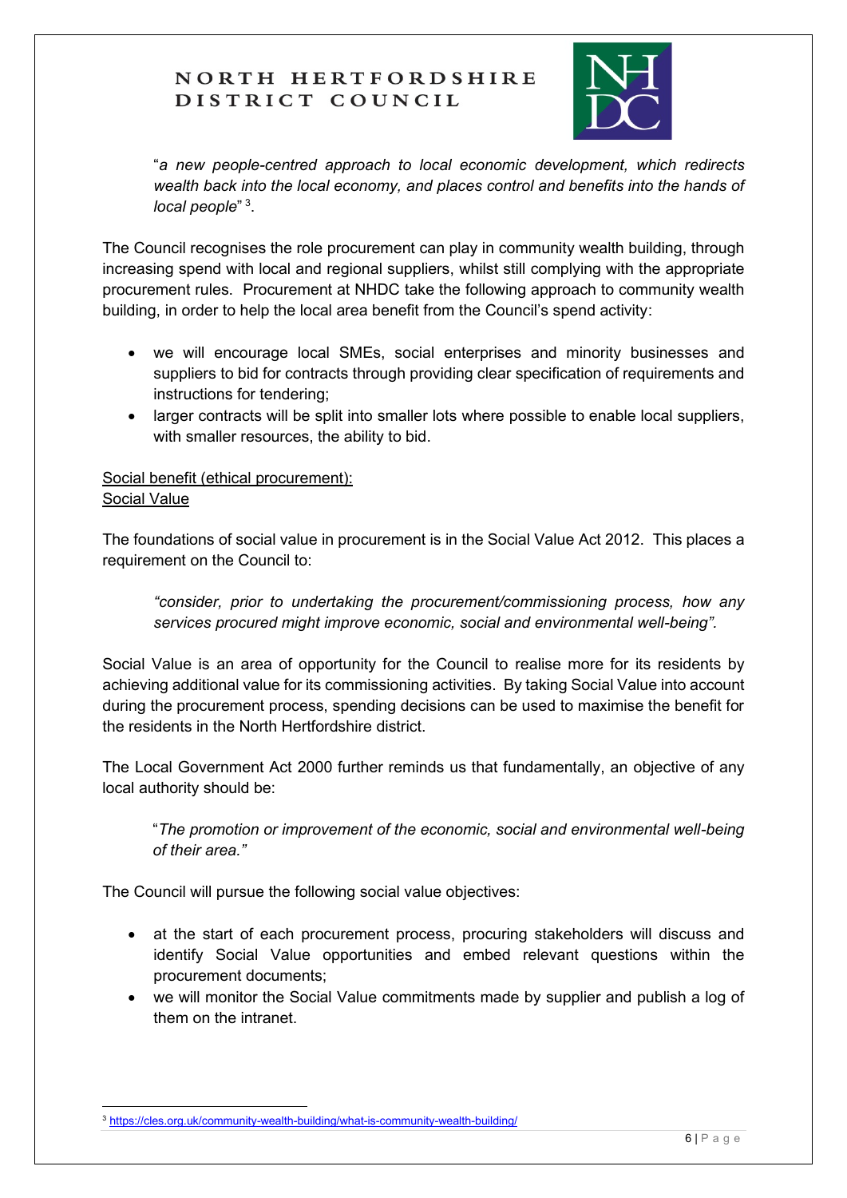"*a new people-centred approach to local economic development, which redirects wealth back into the local economy, and places control and benefits into the hands of local people*" [3].

The Council recognises the role procurement can play in community wealth building, through increasing spend with local and regional suppliers, whilst still complying with the appropriate procurement rules. Procurement at NHDC take the following approach to community wealth building, in order to help the local area benefit from the Council's spend activity:

- we will encourage local SMEs, social enterprises and minority businesses and suppliers to bid for contracts through providing clear specification of requirements and instructions for tendering;
- larger contracts will be split into smaller lots where possible to enable local suppliers, with smaller resources, the ability to bid.

<u>Social benefit (ethical procurement):</u>
<u>Social Value</u>

The foundations of social value in procurement is in the Social Value Act 2012. This places a requirement on the Council to:

> *"consider, prior to undertaking the procurement/commissioning process, how any services procured might improve economic, social and environmental well-being".*

Social Value is an area of opportunity for the Council to realise more for its residents by achieving additional value for its commissioning activities. By taking Social Value into account during the procurement process, spending decisions can be used to maximise the benefit for the residents in the North Hertfordshire district.

The Local Government Act 2000 further reminds us that fundamentally, an objective of any local authority should be:

> "*The promotion or improvement of the economic, social and environmental well-being of their area."*

The Council will pursue the following social value objectives:

- at the start of each procurement process, procuring stakeholders will discuss and identify Social Value opportunities and embed relevant questions within the procurement documents;
- we will monitor the Social Value commitments made by supplier and publish a log of them on the intranet.

---

[3] https://cles.org.uk/community-wealth-building/what-is-community-wealth-building/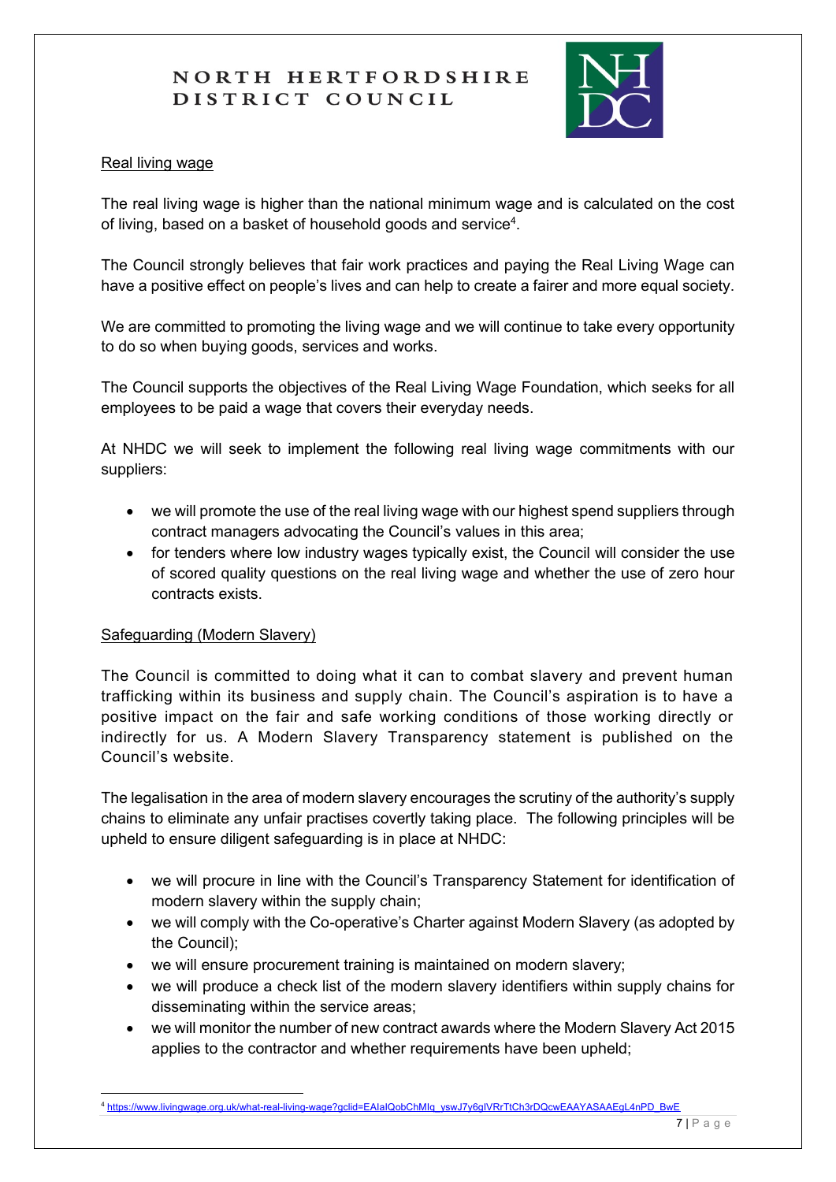Real living wage

The real living wage is higher than the national minimum wage and is calculated on the cost of living, based on a basket of household goods and service[4].

The Council strongly believes that fair work practices and paying the Real Living Wage can have a positive effect on people's lives and can help to create a fairer and more equal society.

We are committed to promoting the living wage and we will continue to take every opportunity to do so when buying goods, services and works.

The Council supports the objectives of the Real Living Wage Foundation, which seeks for all employees to be paid a wage that covers their everyday needs.

At NHDC we will seek to implement the following real living wage commitments with our suppliers:

- we will promote the use of the real living wage with our highest spend suppliers through contract managers advocating the Council's values in this area;
- for tenders where low industry wages typically exist, the Council will consider the use of scored quality questions on the real living wage and whether the use of zero hour contracts exists.

Safeguarding (Modern Slavery)

The Council is committed to doing what it can to combat slavery and prevent human trafficking within its business and supply chain. The Council's aspiration is to have a positive impact on the fair and safe working conditions of those working directly or indirectly for us. A Modern Slavery Transparency statement is published on the Council's website.

The legalisation in the area of modern slavery encourages the scrutiny of the authority's supply chains to eliminate any unfair practises covertly taking place. The following principles will be upheld to ensure diligent safeguarding is in place at NHDC:

- we will procure in line with the Council's Transparency Statement for identification of modern slavery within the supply chain;
- we will comply with the Co-operative's Charter against Modern Slavery (as adopted by the Council);
- we will ensure procurement training is maintained on modern slavery;
- we will produce a check list of the modern slavery identifiers within supply chains for disseminating within the service areas;
- we will monitor the number of new contract awards where the Modern Slavery Act 2015 applies to the contractor and whether requirements have been upheld;

[4] https://www.livingwage.org.uk/what-real-living-wage?gclid=EAIaIQobChMIq_yswJ7y6gIVRrTtCh3rDQcwEAAYASAAEgL4nPD_BwE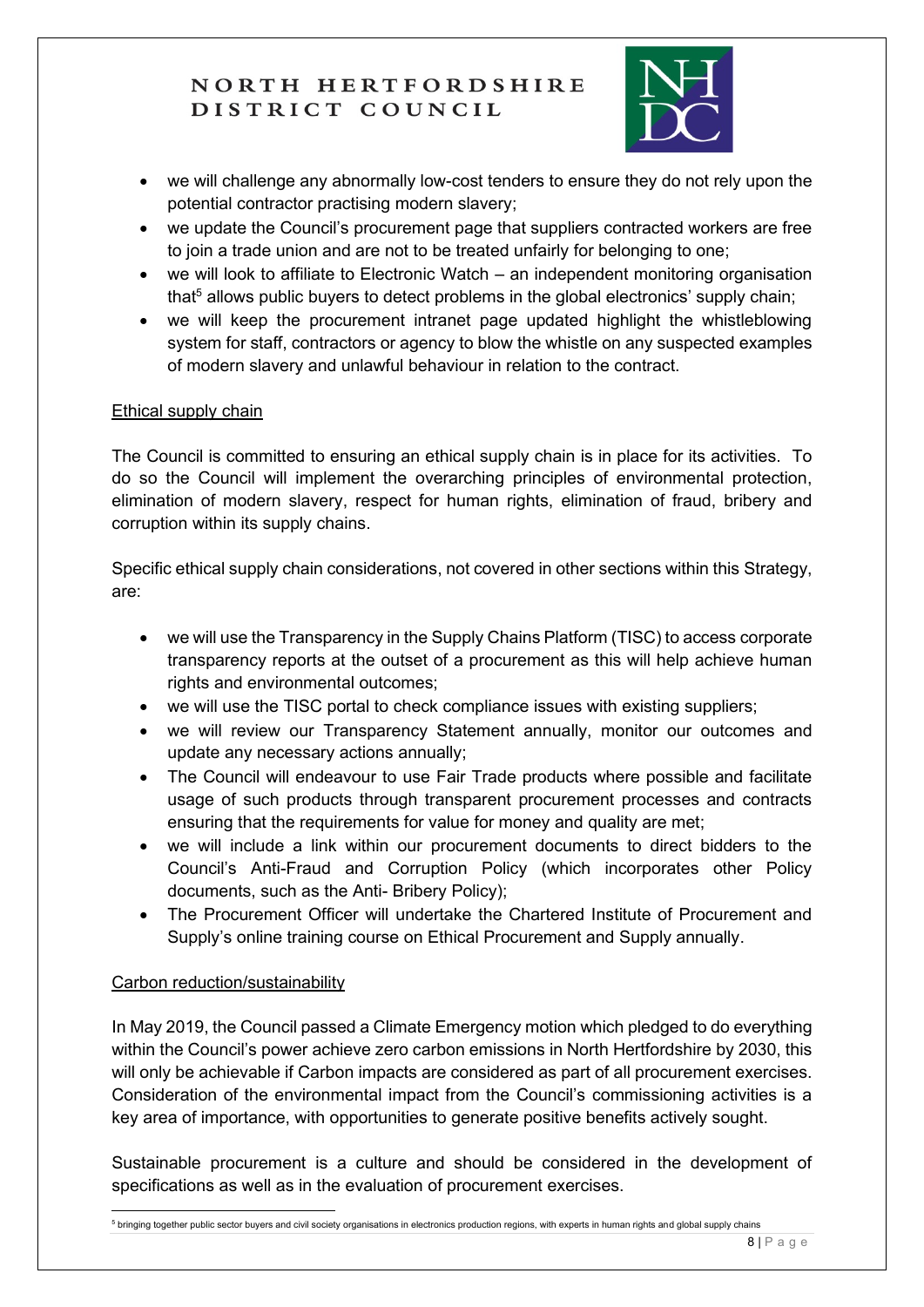- we will challenge any abnormally low-cost tenders to ensure they do not rely upon the potential contractor practising modern slavery;
- we update the Council's procurement page that suppliers contracted workers are free to join a trade union and are not to be treated unfairly for belonging to one;
- we will look to affiliate to Electronic Watch – an independent monitoring organisation that[5] allows public buyers to detect problems in the global electronics' supply chain;
- we will keep the procurement intranet page updated highlight the whistleblowing system for staff, contractors or agency to blow the whistle on any suspected examples of modern slavery and unlawful behaviour in relation to the contract.

<u>Ethical supply chain</u>

The Council is committed to ensuring an ethical supply chain is in place for its activities. To do so the Council will implement the overarching principles of environmental protection, elimination of modern slavery, respect for human rights, elimination of fraud, bribery and corruption within its supply chains.

Specific ethical supply chain considerations, not covered in other sections within this Strategy, are:

- we will use the Transparency in the Supply Chains Platform (TISC) to access corporate transparency reports at the outset of a procurement as this will help achieve human rights and environmental outcomes;
- we will use the TISC portal to check compliance issues with existing suppliers;
- we will review our Transparency Statement annually, monitor our outcomes and update any necessary actions annually;
- The Council will endeavour to use Fair Trade products where possible and facilitate usage of such products through transparent procurement processes and contracts ensuring that the requirements for value for money and quality are met;
- we will include a link within our procurement documents to direct bidders to the Council's Anti-Fraud and Corruption Policy (which incorporates other Policy documents, such as the Anti- Bribery Policy);
- The Procurement Officer will undertake the Chartered Institute of Procurement and Supply's online training course on Ethical Procurement and Supply annually.

<u>Carbon reduction/sustainability</u>

In May 2019, the Council passed a Climate Emergency motion which pledged to do everything within the Council's power achieve zero carbon emissions in North Hertfordshire by 2030, this will only be achievable if Carbon impacts are considered as part of all procurement exercises. Consideration of the environmental impact from the Council's commissioning activities is a key area of importance, with opportunities to generate positive benefits actively sought.

Sustainable procurement is a culture and should be considered in the development of specifications as well as in the evaluation of procurement exercises.

[5] bringing together public sector buyers and civil society organisations in electronics production regions, with experts in human rights and global supply chains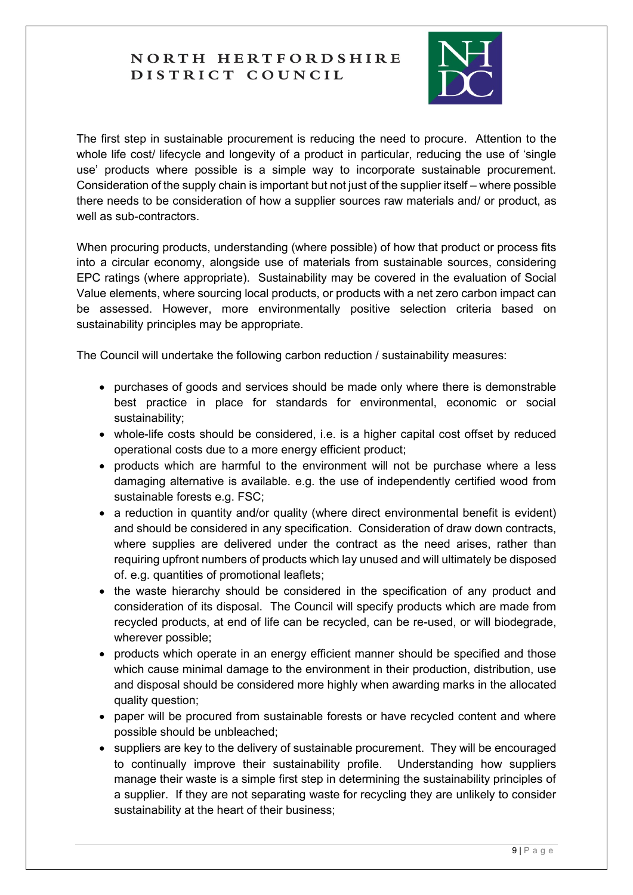The first step in sustainable procurement is reducing the need to procure. Attention to the whole life cost/ lifecycle and longevity of a product in particular, reducing the use of 'single use' products where possible is a simple way to incorporate sustainable procurement. Consideration of the supply chain is important but not just of the supplier itself – where possible there needs to be consideration of how a supplier sources raw materials and/ or product, as well as sub-contractors.

When procuring products, understanding (where possible) of how that product or process fits into a circular economy, alongside use of materials from sustainable sources, considering EPC ratings (where appropriate). Sustainability may be covered in the evaluation of Social Value elements, where sourcing local products, or products with a net zero carbon impact can be assessed. However, more environmentally positive selection criteria based on sustainability principles may be appropriate.

The Council will undertake the following carbon reduction / sustainability measures:

- purchases of goods and services should be made only where there is demonstrable best practice in place for standards for environmental, economic or social sustainability;
- whole-life costs should be considered, i.e. is a higher capital cost offset by reduced operational costs due to a more energy efficient product;
- products which are harmful to the environment will not be purchase where a less damaging alternative is available. e.g. the use of independently certified wood from sustainable forests e.g. FSC;
- a reduction in quantity and/or quality (where direct environmental benefit is evident) and should be considered in any specification. Consideration of draw down contracts, where supplies are delivered under the contract as the need arises, rather than requiring upfront numbers of products which lay unused and will ultimately be disposed of. e.g. quantities of promotional leaflets;
- the waste hierarchy should be considered in the specification of any product and consideration of its disposal. The Council will specify products which are made from recycled products, at end of life can be recycled, can be re-used, or will biodegrade, wherever possible;
- products which operate in an energy efficient manner should be specified and those which cause minimal damage to the environment in their production, distribution, use and disposal should be considered more highly when awarding marks in the allocated quality question;
- paper will be procured from sustainable forests or have recycled content and where possible should be unbleached;
- suppliers are key to the delivery of sustainable procurement. They will be encouraged to continually improve their sustainability profile. Understanding how suppliers manage their waste is a simple first step in determining the sustainability principles of a supplier. If they are not separating waste for recycling they are unlikely to consider sustainability at the heart of their business;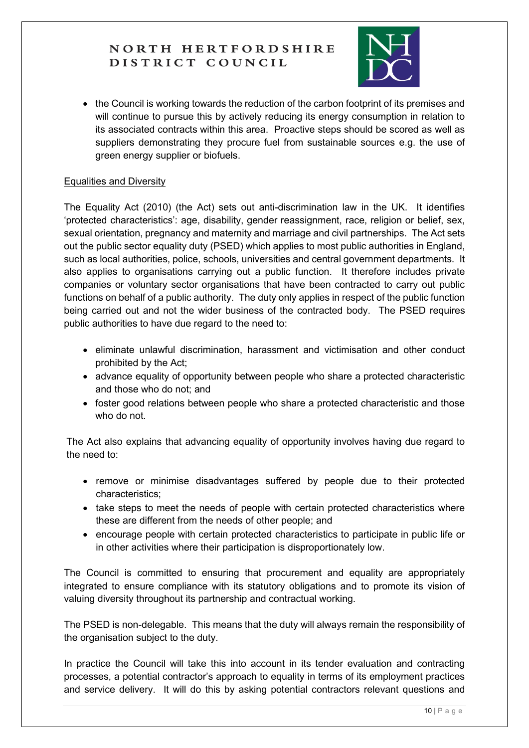- the Council is working towards the reduction of the carbon footprint of its premises and will continue to pursue this by actively reducing its energy consumption in relation to its associated contracts within this area. Proactive steps should be scored as well as suppliers demonstrating they procure fuel from sustainable sources e.g. the use of green energy supplier or biofuels.

Equalities and Diversity

The Equality Act (2010) (the Act) sets out anti-discrimination law in the UK. It identifies 'protected characteristics': age, disability, gender reassignment, race, religion or belief, sex, sexual orientation, pregnancy and maternity and marriage and civil partnerships. The Act sets out the public sector equality duty (PSED) which applies to most public authorities in England, such as local authorities, police, schools, universities and central government departments. It also applies to organisations carrying out a public function. It therefore includes private companies or voluntary sector organisations that have been contracted to carry out public functions on behalf of a public authority. The duty only applies in respect of the public function being carried out and not the wider business of the contracted body. The PSED requires public authorities to have due regard to the need to:

- eliminate unlawful discrimination, harassment and victimisation and other conduct prohibited by the Act;
- advance equality of opportunity between people who share a protected characteristic and those who do not; and
- foster good relations between people who share a protected characteristic and those who do not.

The Act also explains that advancing equality of opportunity involves having due regard to the need to:

- remove or minimise disadvantages suffered by people due to their protected characteristics;
- take steps to meet the needs of people with certain protected characteristics where these are different from the needs of other people; and
- encourage people with certain protected characteristics to participate in public life or in other activities where their participation is disproportionately low.

The Council is committed to ensuring that procurement and equality are appropriately integrated to ensure compliance with its statutory obligations and to promote its vision of valuing diversity throughout its partnership and contractual working.

The PSED is non-delegable. This means that the duty will always remain the responsibility of the organisation subject to the duty.

In practice the Council will take this into account in its tender evaluation and contracting processes, a potential contractor's approach to equality in terms of its employment practices and service delivery. It will do this by asking potential contractors relevant questions and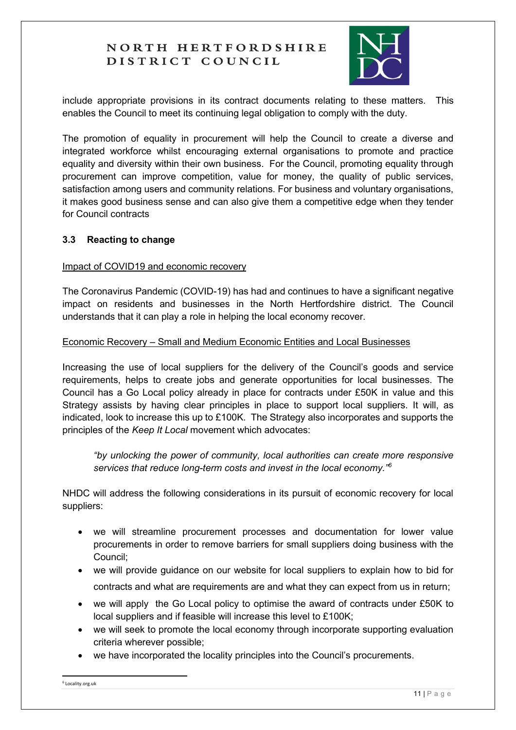include appropriate provisions in its contract documents relating to these matters. This enables the Council to meet its continuing legal obligation to comply with the duty.

The promotion of equality in procurement will help the Council to create a diverse and integrated workforce whilst encouraging external organisations to promote and practice equality and diversity within their own business. For the Council, promoting equality through procurement can improve competition, value for money, the quality of public services, satisfaction among users and community relations. For business and voluntary organisations, it makes good business sense and can also give them a competitive edge when they tender for Council contracts

### 3.3 Reacting to change

Impact of COVID19 and economic recovery

The Coronavirus Pandemic (COVID-19) has had and continues to have a significant negative impact on residents and businesses in the North Hertfordshire district. The Council understands that it can play a role in helping the local economy recover.

Economic Recovery – Small and Medium Economic Entities and Local Businesses

Increasing the use of local suppliers for the delivery of the Council's goods and service requirements, helps to create jobs and generate opportunities for local businesses. The Council has a Go Local policy already in place for contracts under £50K in value and this Strategy assists by having clear principles in place to support local suppliers. It will, as indicated, look to increase this up to £100K. The Strategy also incorporates and supports the principles of the *Keep It Local* movement which advocates:

> *"by unlocking the power of community, local authorities can create more responsive services that reduce long-term costs and invest in the local economy."*[6]

NHDC will address the following considerations in its pursuit of economic recovery for local suppliers:

- we will streamline procurement processes and documentation for lower value procurements in order to remove barriers for small suppliers doing business with the Council;
- we will provide guidance on our website for local suppliers to explain how to bid for contracts and what are requirements are and what they can expect from us in return;
- we will apply the Go Local policy to optimise the award of contracts under £50K to local suppliers and if feasible will increase this level to £100K;
- we will seek to promote the local economy through incorporate supporting evaluation criteria wherever possible;
- we have incorporated the locality principles into the Council's procurements.

[6] Locality.org.uk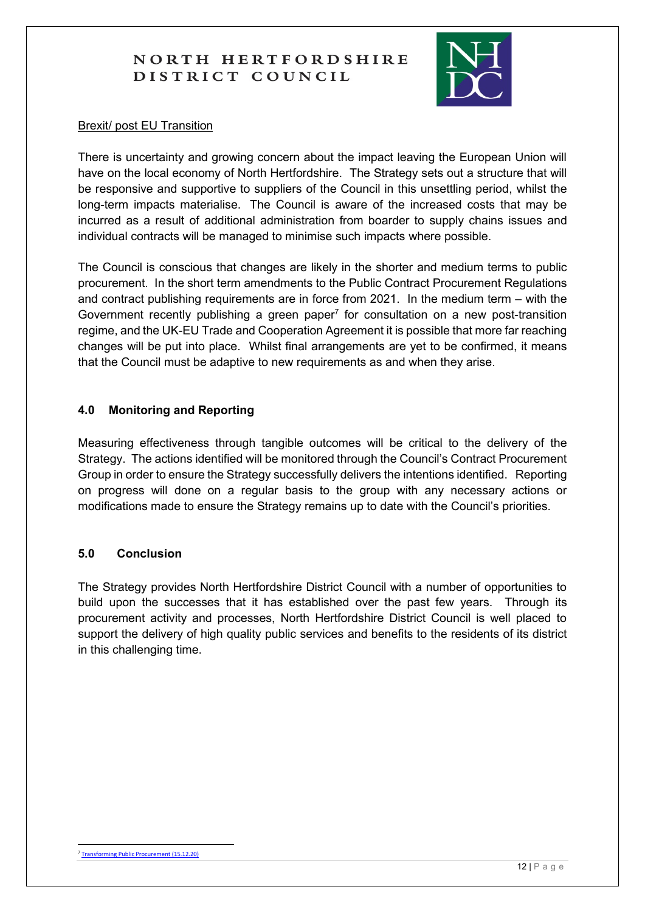Brexit/ post EU Transition

There is uncertainty and growing concern about the impact leaving the European Union will have on the local economy of North Hertfordshire. The Strategy sets out a structure that will be responsive and supportive to suppliers of the Council in this unsettling period, whilst the long-term impacts materialise. The Council is aware of the increased costs that may be incurred as a result of additional administration from boarder to supply chains issues and individual contracts will be managed to minimise such impacts where possible.

The Council is conscious that changes are likely in the shorter and medium terms to public procurement. In the short term amendments to the Public Contract Procurement Regulations and contract publishing requirements are in force from 2021. In the medium term – with the Government recently publishing a green paper[7] for consultation on a new post-transition regime, and the UK-EU Trade and Cooperation Agreement it is possible that more far reaching changes will be put into place. Whilst final arrangements are yet to be confirmed, it means that the Council must be adaptive to new requirements as and when they arise.

## 4.0 Monitoring and Reporting

Measuring effectiveness through tangible outcomes will be critical to the delivery of the Strategy. The actions identified will be monitored through the Council's Contract Procurement Group in order to ensure the Strategy successfully delivers the intentions identified. Reporting on progress will done on a regular basis to the group with any necessary actions or modifications made to ensure the Strategy remains up to date with the Council's priorities.

## 5.0 Conclusion

The Strategy provides North Hertfordshire District Council with a number of opportunities to build upon the successes that it has established over the past few years. Through its procurement activity and processes, North Hertfordshire District Council is well placed to support the delivery of high quality public services and benefits to the residents of its district in this challenging time.

[7] Transforming Public Procurement (15.12.20)